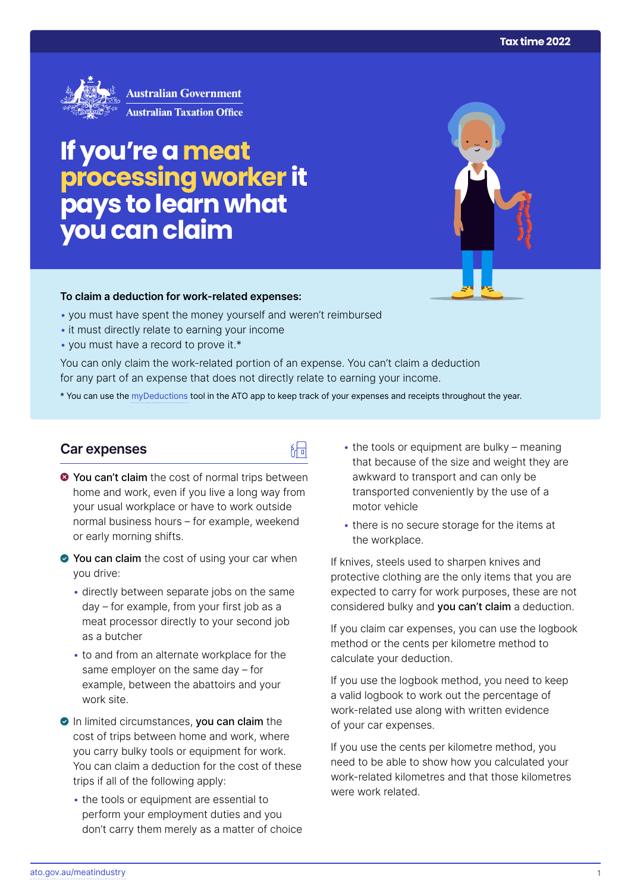Tax time 2022

Australian Government
Australian Taxation Office

# If you're a meat processing worker it pays to learn what you can claim

**To claim a deduction for work-related expenses:**

- you must have spent the money yourself and weren't reimbursed
- it must directly relate to earning your income
- you must have a record to prove it.*

You can only claim the work-related portion of an expense. You can't claim a deduction for any part of an expense that does not directly relate to earning your income.

* You can use the myDeductions tool in the ATO app to keep track of your expenses and receipts throughout the year.

## Car expenses

- **You can't claim** the cost of normal trips between home and work, even if you live a long way from your usual workplace or have to work outside normal business hours – for example, weekend or early morning shifts.
- **You can claim** the cost of using your car when you drive:
  - directly between separate jobs on the same day – for example, from your first job as a meat processor directly to your second job as a butcher
  - to and from an alternate workplace for the same employer on the same day – for example, between the abattoirs and your work site.
- In limited circumstances, **you can claim** the cost of trips between home and work, where you carry bulky tools or equipment for work. You can claim a deduction for the cost of these trips if all of the following apply:
  - the tools or equipment are essential to perform your employment duties and you don't carry them merely as a matter of choice
  - the tools or equipment are bulky – meaning that because of the size and weight they are awkward to transport and can only be transported conveniently by the use of a motor vehicle
  - there is no secure storage for the items at the workplace.

If knives, steels used to sharpen knives and protective clothing are the only items that you are expected to carry for work purposes, these are not considered bulky and **you can't claim** a deduction.

If you claim car expenses, you can use the logbook method or the cents per kilometre method to calculate your deduction.

If you use the logbook method, you need to keep a valid logbook to work out the percentage of work-related use along with written evidence of your car expenses.

If you use the cents per kilometre method, you need to be able to show how you calculated your work-related kilometres and that those kilometres were work related.

ato.gov.au/meatindustry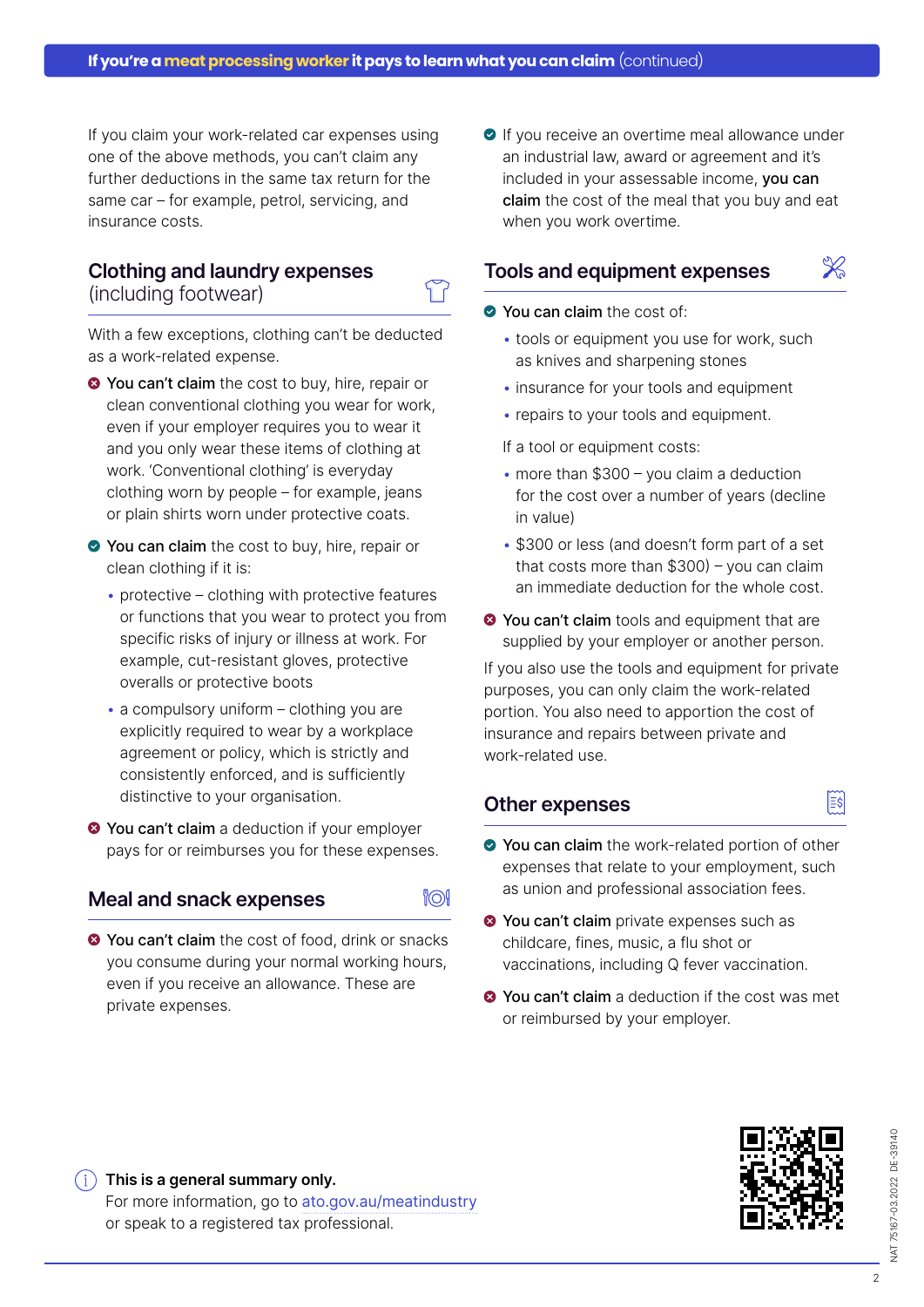**If you're a meat processing worker it pays to learn what you can claim** (continued)

If you claim your work-related car expenses using one of the above methods, you can't claim any further deductions in the same tax return for the same car – for example, petrol, servicing, and insurance costs.

## Clothing and laundry expenses (including footwear)

With a few exceptions, clothing can't be deducted as a work-related expense.

- **You can't claim** the cost to buy, hire, repair or clean conventional clothing you wear for work, even if your employer requires you to wear it and you only wear these items of clothing at work. 'Conventional clothing' is everyday clothing worn by people – for example, jeans or plain shirts worn under protective coats.
- **You can claim** the cost to buy, hire, repair or clean clothing if it is:
  - protective – clothing with protective features or functions that you wear to protect you from specific risks of injury or illness at work. For example, cut-resistant gloves, protective overalls or protective boots
  - a compulsory uniform – clothing you are explicitly required to wear by a workplace agreement or policy, which is strictly and consistently enforced, and is sufficiently distinctive to your organisation.
- **You can't claim** a deduction if your employer pays for or reimburses you for these expenses.

## Meal and snack expenses

- **You can't claim** the cost of food, drink or snacks you consume during your normal working hours, even if you receive an allowance. These are private expenses.
- If you receive an overtime meal allowance under an industrial law, award or agreement and it's included in your assessable income, **you can claim** the cost of the meal that you buy and eat when you work overtime.

## Tools and equipment expenses

- **You can claim** the cost of:
  - tools or equipment you use for work, such as knives and sharpening stones
  - insurance for your tools and equipment
  - repairs to your tools and equipment.

  If a tool or equipment costs:
  - more than $300 – you claim a deduction for the cost over a number of years (decline in value)
  - $300 or less (and doesn't form part of a set that costs more than $300) – you can claim an immediate deduction for the whole cost.
- **You can't claim** tools and equipment that are supplied by your employer or another person.

If you also use the tools and equipment for private purposes, you can only claim the work-related portion. You also need to apportion the cost of insurance and repairs between private and work-related use.

## Other expenses

- **You can claim** the work-related portion of other expenses that relate to your employment, such as union and professional association fees.
- **You can't claim** private expenses such as childcare, fines, music, a flu shot or vaccinations, including Q fever vaccination.
- **You can't claim** a deduction if the cost was met or reimbursed by your employer.

**This is a general summary only.**
For more information, go to ato.gov.au/meatindustry or speak to a registered tax professional.

NAT 75167-03.2022 DE-39140